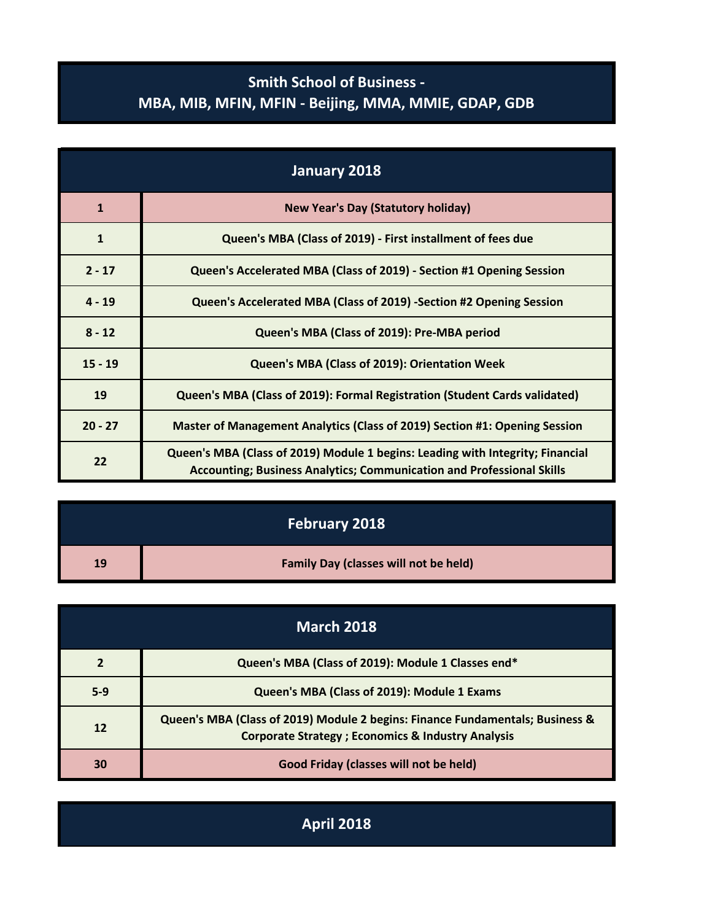# Smith School of Business - MBA, MIB, MFIN, MFIN - Beijing, MMA, MMIE, GDAP, GDB

## January 2018

| | |
|---|---|
| 1 | New Year's Day (Statutory holiday) |
| 1 | Queen's MBA (Class of 2019) - First installment of fees due |
| 2 - 17 | Queen's Accelerated MBA (Class of 2019) - Section #1 Opening Session |
| 4 - 19 | Queen's Accelerated MBA (Class of 2019) -Section #2 Opening Session |
| 8 - 12 | Queen's MBA (Class of 2019): Pre-MBA period |
| 15 - 19 | Queen's MBA (Class of 2019): Orientation Week |
| 19 | Queen's MBA (Class of 2019): Formal Registration (Student Cards validated) |
| 20 - 27 | Master of Management Analytics (Class of 2019) Section #1: Opening Session |
| 22 | Queen's MBA (Class of 2019) Module 1 begins: Leading with Integrity; Financial Accounting; Business Analytics; Communication and Professional Skills |

## February 2018

| | |
|---|---|
| 19 | Family Day (classes will not be held) |

## March 2018

| | |
|---|---|
| 2 | Queen's MBA (Class of 2019): Module 1 Classes end* |
| 5-9 | Queen's MBA (Class of 2019): Module 1 Exams |
| 12 | Queen's MBA (Class of 2019) Module 2 begins: Finance Fundamentals; Business & Corporate Strategy ; Economics & Industry Analysis |
| 30 | Good Friday (classes will not be held) |

## April 2018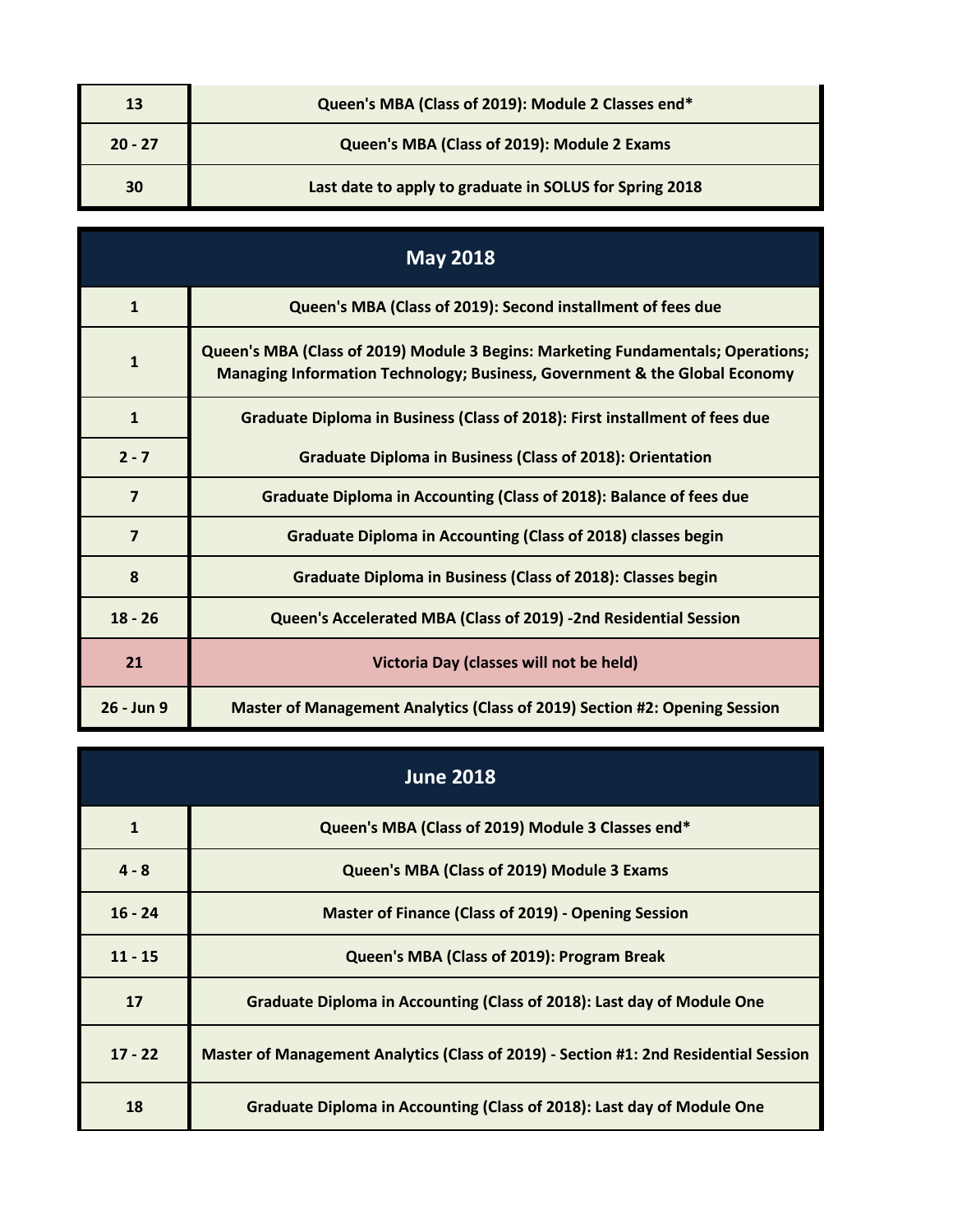| | |
|---|---|
| 13 | Queen's MBA (Class of 2019): Module 2 Classes end* |
| 20 - 27 | Queen's MBA (Class of 2019): Module 2 Exams |
| 30 | Last date to apply to graduate in SOLUS for Spring 2018 |

| May 2018 | |
|---|---|
| 1 | Queen's MBA (Class of 2019): Second installment of fees due |
| 1 | Queen's MBA (Class of 2019) Module 3 Begins: Marketing Fundamentals; Operations; Managing Information Technology; Business, Government & the Global Economy |
| 1 | Graduate Diploma in Business (Class of 2018): First installment of fees due |
| 2 - 7 | Graduate Diploma in Business (Class of 2018): Orientation |
| 7 | Graduate Diploma in Accounting (Class of 2018): Balance of fees due |
| 7 | Graduate Diploma in Accounting (Class of 2018) classes begin |
| 8 | Graduate Diploma in Business (Class of 2018): Classes begin |
| 18 - 26 | Queen's Accelerated MBA (Class of 2019) -2nd Residential Session |
| 21 | Victoria Day (classes will not be held) |
| 26 - Jun 9 | Master of Management Analytics (Class of 2019) Section #2: Opening Session |

| June 2018 | |
|---|---|
| 1 | Queen's MBA (Class of 2019) Module 3 Classes end* |
| 4 - 8 | Queen's MBA (Class of 2019) Module 3 Exams |
| 16 - 24 | Master of Finance (Class of 2019) - Opening Session |
| 11 - 15 | Queen's MBA (Class of 2019): Program Break |
| 17 | Graduate Diploma in Accounting (Class of 2018): Last day of Module One |
| 17 - 22 | Master of Management Analytics (Class of 2019) - Section #1: 2nd Residential Session |
| 18 | Graduate Diploma in Accounting (Class of 2018): Last day of Module One |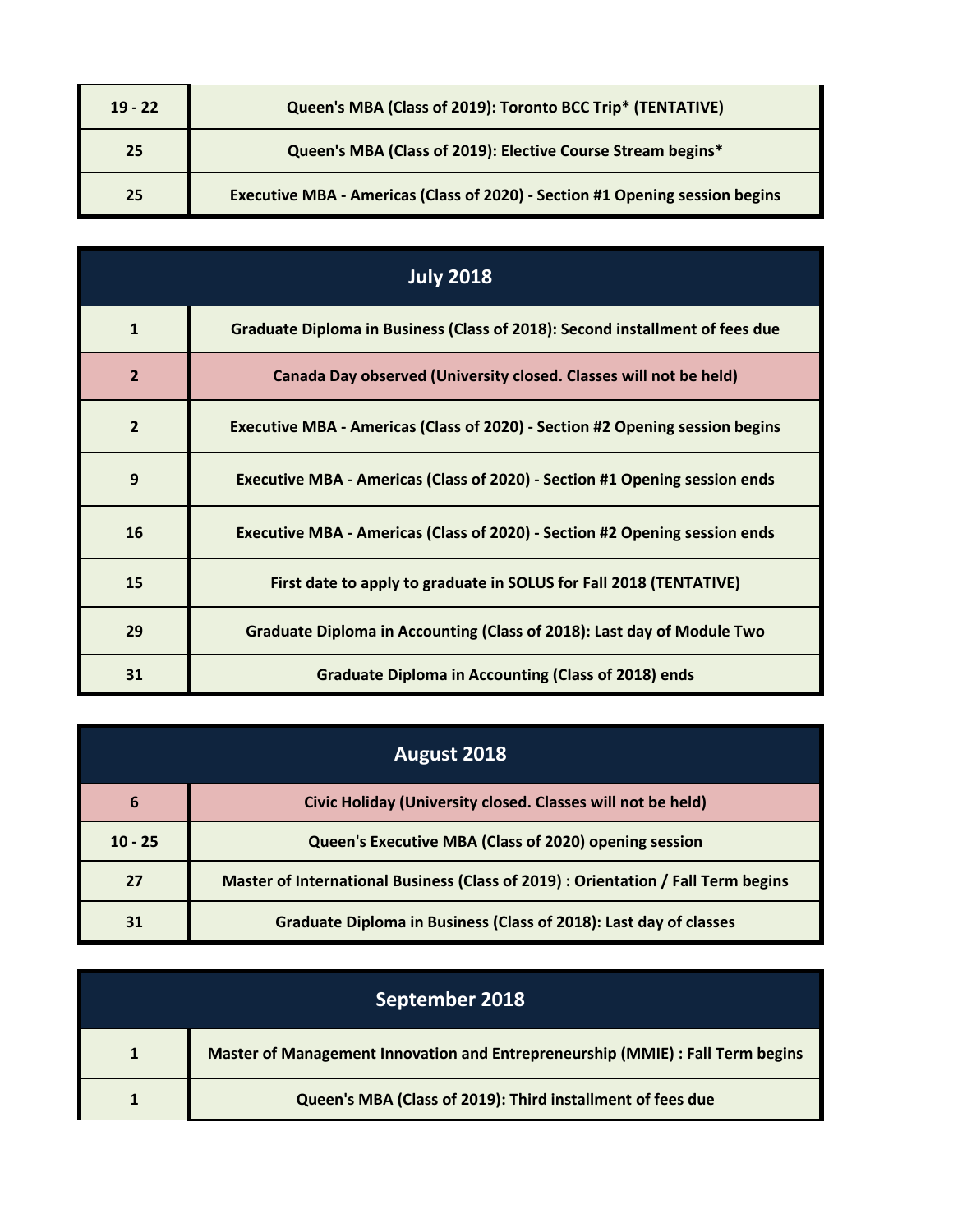| | |
|---|---|
| 19 - 22 | Queen's MBA (Class of 2019): Toronto BCC Trip* (TENTATIVE) |
| 25 | Queen's MBA (Class of 2019): Elective Course Stream begins* |
| 25 | Executive MBA - Americas (Class of 2020) - Section #1 Opening session begins |

| July 2018 | |
|---|---|
| 1 | Graduate Diploma in Business (Class of 2018): Second installment of fees due |
| 2 | Canada Day observed (University closed. Classes will not be held) |
| 2 | Executive MBA - Americas (Class of 2020) - Section #2 Opening session begins |
| 9 | Executive MBA - Americas (Class of 2020) - Section #1 Opening session ends |
| 16 | Executive MBA - Americas (Class of 2020) - Section #2 Opening session ends |
| 15 | First date to apply to graduate in SOLUS for Fall 2018 (TENTATIVE) |
| 29 | Graduate Diploma in Accounting (Class of 2018): Last day of Module Two |
| 31 | Graduate Diploma in Accounting (Class of 2018) ends |

| August 2018 | |
|---|---|
| 6 | Civic Holiday (University closed. Classes will not be held) |
| 10 - 25 | Queen's Executive MBA (Class of 2020) opening session |
| 27 | Master of International Business (Class of 2019) : Orientation / Fall Term begins |
| 31 | Graduate Diploma in Business (Class of 2018): Last day of classes |

| September 2018 | |
|---|---|
| 1 | Master of Management Innovation and Entrepreneurship (MMIE) : Fall Term begins |
| 1 | Queen's MBA (Class of 2019): Third installment of fees due |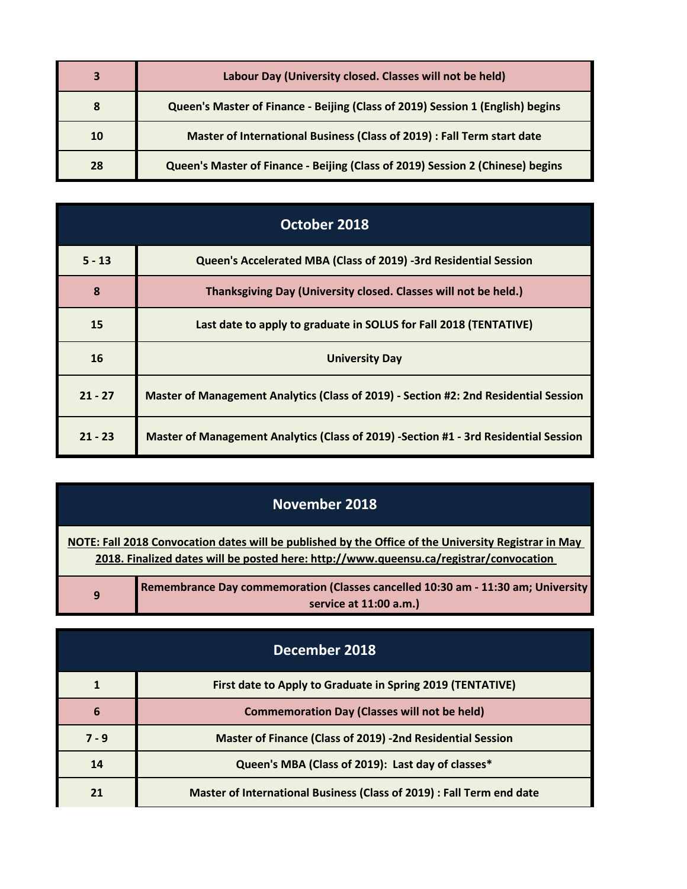| | |
|---|---|
| 3 | Labour Day (University closed. Classes will not be held) |
| 8 | Queen's Master of Finance - Beijing (Class of 2019) Session 1 (English) begins |
| 10 | Master of International Business (Class of 2019) : Fall Term start date |
| 28 | Queen's Master of Finance - Beijing (Class of 2019) Session 2 (Chinese) begins |

## October 2018

| | |
|---|---|
| 5 - 13 | Queen's Accelerated MBA (Class of 2019) -3rd Residential Session |
| 8 | Thanksgiving Day (University closed. Classes will not be held.) |
| 15 | Last date to apply to graduate in SOLUS for Fall 2018 (TENTATIVE) |
| 16 | University Day |
| 21 - 27 | Master of Management Analytics (Class of 2019) - Section #2: 2nd Residential Session |
| 21 - 23 | Master of Management Analytics (Class of 2019) -Section #1 - 3rd Residential Session |

## November 2018

**NOTE: Fall 2018 Convocation dates will be published by the Office of the University Registrar in May 2018. Finalized dates will be posted here: http://www.queensu.ca/registrar/convocation**

| | |
|---|---|
| 9 | Remembrance Day commemoration (Classes cancelled 10:30 am - 11:30 am; University service at 11:00 a.m.) |

## December 2018

| | |
|---|---|
| 1 | First date to Apply to Graduate in Spring 2019 (TENTATIVE) |
| 6 | Commemoration Day (Classes will not be held) |
| 7 - 9 | Master of Finance (Class of 2019) -2nd Residential Session |
| 14 | Queen's MBA (Class of 2019): Last day of classes* |
| 21 | Master of International Business (Class of 2019) : Fall Term end date |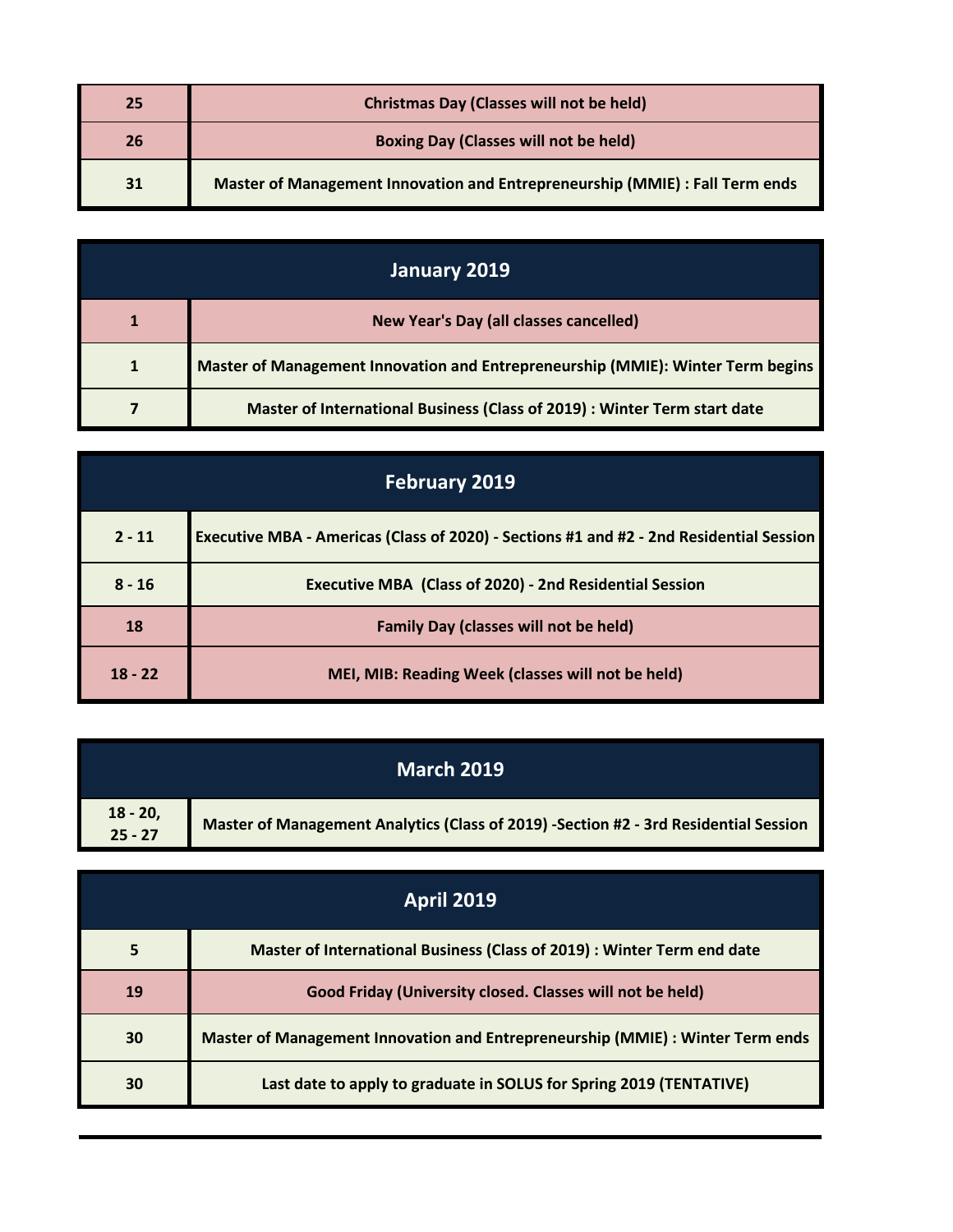| | |
|---|---|
| **25** | **Christmas Day (Classes will not be held)** |
| **26** | **Boxing Day (Classes will not be held)** |
| **31** | **Master of Management Innovation and Entrepreneurship (MMIE) : Fall Term ends** |

## January 2019

| | |
|---|---|
| **1** | **New Year's Day (all classes cancelled)** |
| **1** | **Master of Management Innovation and Entrepreneurship (MMIE): Winter Term begins** |
| **7** | **Master of International Business (Class of 2019) : Winter Term start date** |

## February 2019

| | |
|---|---|
| **2 - 11** | **Executive MBA - Americas (Class of 2020) - Sections #1 and #2 - 2nd Residential Session** |
| **8 - 16** | **Executive MBA (Class of 2020) - 2nd Residential Session** |
| **18** | **Family Day (classes will not be held)** |
| **18 - 22** | **MEI, MIB: Reading Week (classes will not be held)** |

## March 2019

| | |
|---|---|
| **18 - 20, 25 - 27** | **Master of Management Analytics (Class of 2019) -Section #2 - 3rd Residential Session** |

## April 2019

| | |
|---|---|
| **5** | **Master of International Business (Class of 2019) : Winter Term end date** |
| **19** | **Good Friday (University closed. Classes will not be held)** |
| **30** | **Master of Management Innovation and Entrepreneurship (MMIE) : Winter Term ends** |
| **30** | **Last date to apply to graduate in SOLUS for Spring 2019 (TENTATIVE)** |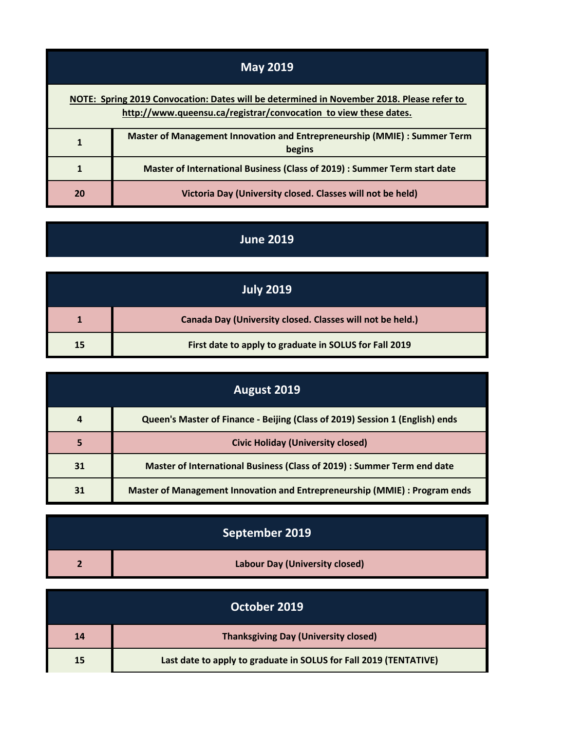## May 2019

**NOTE: Spring 2019 Convocation: Dates will be determined in November 2018. Please refer to http://www.queensu.ca/registrar/convocation to view these dates.**

| | |
|---|---|
| 1 | Master of Management Innovation and Entrepreneurship (MMIE) : Summer Term begins |
| 1 | Master of International Business (Class of 2019) : Summer Term start date |
| 20 | Victoria Day (University closed. Classes will not be held) |

## June 2019

## July 2019

| | |
|---|---|
| 1 | Canada Day (University closed. Classes will not be held.) |
| 15 | First date to apply to graduate in SOLUS for Fall 2019 |

## August 2019

| | |
|---|---|
| 4 | Queen's Master of Finance - Beijing (Class of 2019) Session 1 (English) ends |
| 5 | Civic Holiday (University closed) |
| 31 | Master of International Business (Class of 2019) : Summer Term end date |
| 31 | Master of Management Innovation and Entrepreneurship (MMIE) : Program ends |

## September 2019

| | |
|---|---|
| 2 | Labour Day (University closed) |

## October 2019

| | |
|---|---|
| 14 | Thanksgiving Day (University closed) |
| 15 | Last date to apply to graduate in SOLUS for Fall 2019 (TENTATIVE) |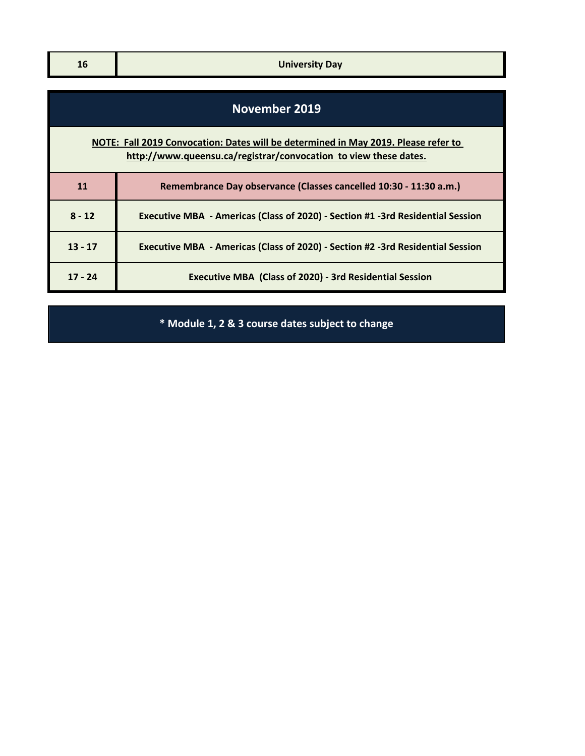| | |
|---|---|
| 16 | University Day |

## November 2019

**NOTE: Fall 2019 Convocation: Dates will be determined in May 2019. Please refer to http://www.queensu.ca/registrar/convocation to view these dates.**

| | |
|---|---|
| 11 | Remembrance Day observance (Classes cancelled 10:30 - 11:30 a.m.) |
| 8 - 12 | Executive MBA - Americas (Class of 2020) - Section #1 -3rd Residential Session |
| 13 - 17 | Executive MBA - Americas (Class of 2020) - Section #2 -3rd Residential Session |
| 17 - 24 | Executive MBA (Class of 2020) - 3rd Residential Session |

**\* Module 1, 2 & 3 course dates subject to change**